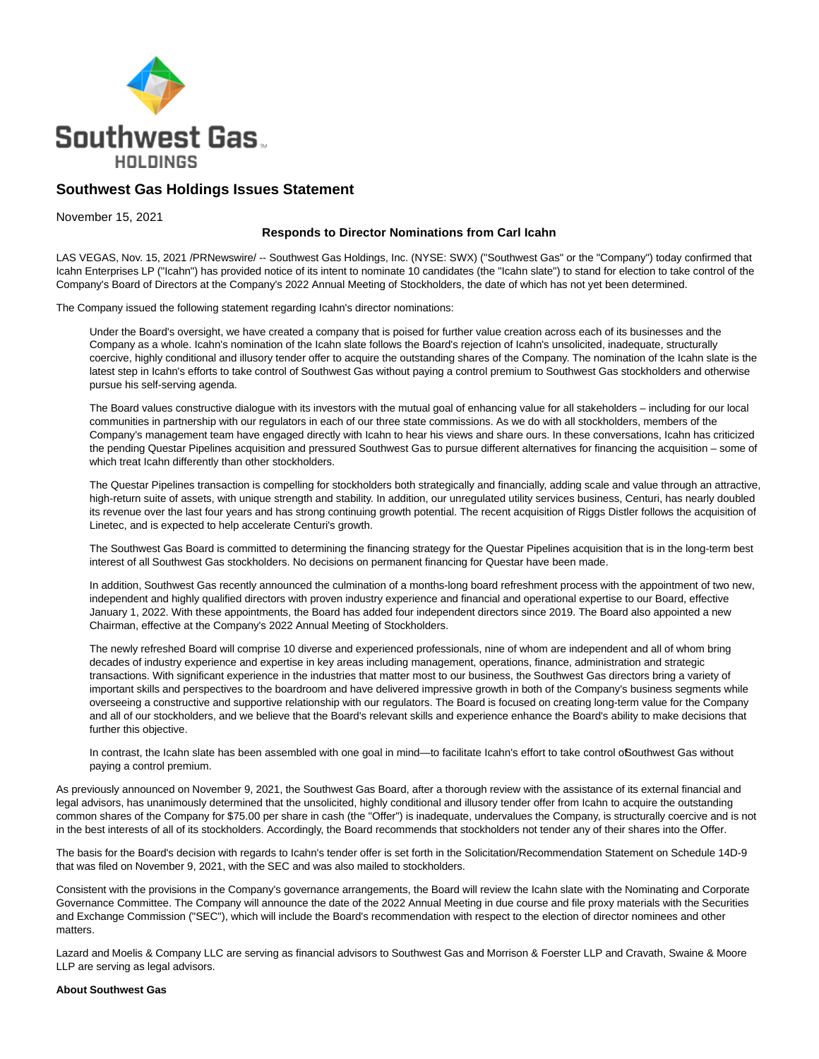## Southwest Gas Holdings Issues Statement

November 15, 2021

### Responds to Director Nominations from Carl Icahn

LAS VEGAS, Nov. 15, 2021 /PRNewswire/ -- Southwest Gas Holdings, Inc. (NYSE: SWX) ("Southwest Gas" or the "Company") today confirmed that Icahn Enterprises LP ("Icahn") has provided notice of its intent to nominate 10 candidates (the "Icahn slate") to stand for election to take control of the Company's Board of Directors at the Company's 2022 Annual Meeting of Stockholders, the date of which has not yet been determined.

The Company issued the following statement regarding Icahn's director nominations:

> Under the Board's oversight, we have created a company that is poised for further value creation across each of its businesses and the Company as a whole. Icahn's nomination of the Icahn slate follows the Board's rejection of Icahn's unsolicited, inadequate, structurally coercive, highly conditional and illusory tender offer to acquire the outstanding shares of the Company. The nomination of the Icahn slate is the latest step in Icahn's efforts to take control of Southwest Gas without paying a control premium to Southwest Gas stockholders and otherwise pursue his self-serving agenda.
>
> The Board values constructive dialogue with its investors with the mutual goal of enhancing value for all stakeholders – including for our local communities in partnership with our regulators in each of our three state commissions. As we do with all stockholders, members of the Company's management team have engaged directly with Icahn to hear his views and share ours. In these conversations, Icahn has criticized the pending Questar Pipelines acquisition and pressured Southwest Gas to pursue different alternatives for financing the acquisition – some of which treat Icahn differently than other stockholders.
>
> The Questar Pipelines transaction is compelling for stockholders both strategically and financially, adding scale and value through an attractive, high-return suite of assets, with unique strength and stability. In addition, our unregulated utility services business, Centuri, has nearly doubled its revenue over the last four years and has strong continuing growth potential. The recent acquisition of Riggs Distler follows the acquisition of Linetec, and is expected to help accelerate Centuri's growth.
>
> The Southwest Gas Board is committed to determining the financing strategy for the Questar Pipelines acquisition that is in the long-term best interest of all Southwest Gas stockholders. No decisions on permanent financing for Questar have been made.
>
> In addition, Southwest Gas recently announced the culmination of a months-long board refreshment process with the appointment of two new, independent and highly qualified directors with proven industry experience and financial and operational expertise to our Board, effective January 1, 2022. With these appointments, the Board has added four independent directors since 2019. The Board also appointed a new Chairman, effective at the Company's 2022 Annual Meeting of Stockholders.
>
> The newly refreshed Board will comprise 10 diverse and experienced professionals, nine of whom are independent and all of whom bring decades of industry experience and expertise in key areas including management, operations, finance, administration and strategic transactions. With significant experience in the industries that matter most to our business, the Southwest Gas directors bring a variety of important skills and perspectives to the boardroom and have delivered impressive growth in both of the Company's business segments while overseeing a constructive and supportive relationship with our regulators. The Board is focused on creating long-term value for the Company and all of our stockholders, and we believe that the Board's relevant skills and experience enhance the Board's ability to make decisions that further this objective.
>
> In contrast, the Icahn slate has been assembled with one goal in mind—to facilitate Icahn's effort to take control of Southwest Gas without paying a control premium.

As previously announced on November 9, 2021, the Southwest Gas Board, after a thorough review with the assistance of its external financial and legal advisors, has unanimously determined that the unsolicited, highly conditional and illusory tender offer from Icahn to acquire the outstanding common shares of the Company for $75.00 per share in cash (the "Offer") is inadequate, undervalues the Company, is structurally coercive and is not in the best interests of all of its stockholders. Accordingly, the Board recommends that stockholders not tender any of their shares into the Offer.

The basis for the Board's decision with regards to Icahn's tender offer is set forth in the Solicitation/Recommendation Statement on Schedule 14D-9 that was filed on November 9, 2021, with the SEC and was also mailed to stockholders.

Consistent with the provisions in the Company's governance arrangements, the Board will review the Icahn slate with the Nominating and Corporate Governance Committee. The Company will announce the date of the 2022 Annual Meeting in due course and file proxy materials with the Securities and Exchange Commission ("SEC"), which will include the Board's recommendation with respect to the election of director nominees and other matters.

Lazard and Moelis & Company LLC are serving as financial advisors to Southwest Gas and Morrison & Foerster LLP and Cravath, Swaine & Moore LLP are serving as legal advisors.

**About Southwest Gas**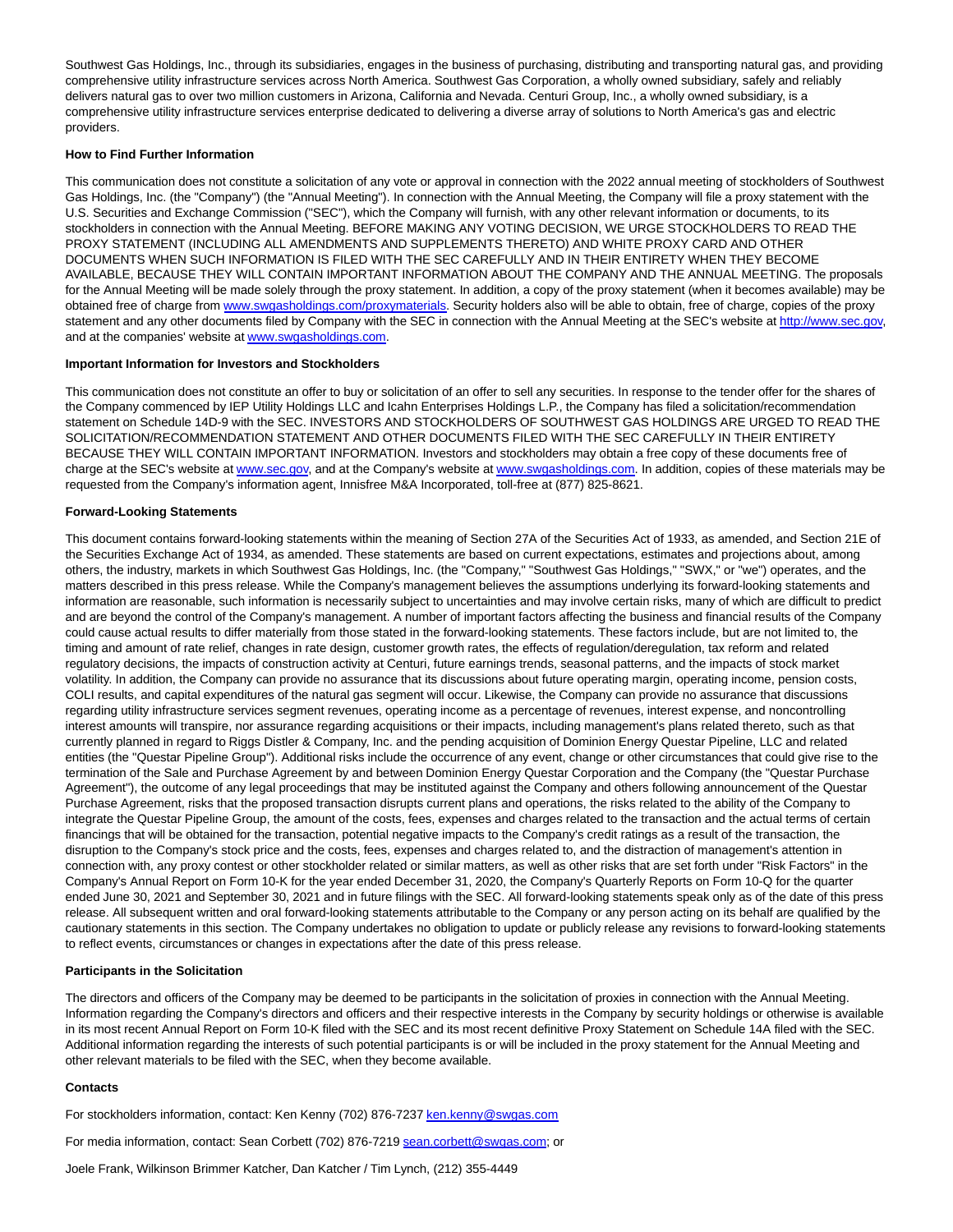Southwest Gas Holdings, Inc., through its subsidiaries, engages in the business of purchasing, distributing and transporting natural gas, and providing comprehensive utility infrastructure services across North America. Southwest Gas Corporation, a wholly owned subsidiary, safely and reliably delivers natural gas to over two million customers in Arizona, California and Nevada. Centuri Group, Inc., a wholly owned subsidiary, is a comprehensive utility infrastructure services enterprise dedicated to delivering a diverse array of solutions to North America's gas and electric providers.

**How to Find Further Information**

This communication does not constitute a solicitation of any vote or approval in connection with the 2022 annual meeting of stockholders of Southwest Gas Holdings, Inc. (the "Company") (the "Annual Meeting"). In connection with the Annual Meeting, the Company will file a proxy statement with the U.S. Securities and Exchange Commission ("SEC"), which the Company will furnish, with any other relevant information or documents, to its stockholders in connection with the Annual Meeting. BEFORE MAKING ANY VOTING DECISION, WE URGE STOCKHOLDERS TO READ THE PROXY STATEMENT (INCLUDING ALL AMENDMENTS AND SUPPLEMENTS THERETO) AND WHITE PROXY CARD AND OTHER DOCUMENTS WHEN SUCH INFORMATION IS FILED WITH THE SEC CAREFULLY AND IN THEIR ENTIRETY WHEN THEY BECOME AVAILABLE, BECAUSE THEY WILL CONTAIN IMPORTANT INFORMATION ABOUT THE COMPANY AND THE ANNUAL MEETING. The proposals for the Annual Meeting will be made solely through the proxy statement. In addition, a copy of the proxy statement (when it becomes available) may be obtained free of charge from www.swgasholdings.com/proxymaterials. Security holders also will be able to obtain, free of charge, copies of the proxy statement and any other documents filed by Company with the SEC in connection with the Annual Meeting at the SEC's website at http://www.sec.gov, and at the companies' website at www.swgasholdings.com.

**Important Information for Investors and Stockholders**

This communication does not constitute an offer to buy or solicitation of an offer to sell any securities. In response to the tender offer for the shares of the Company commenced by IEP Utility Holdings LLC and Icahn Enterprises Holdings L.P., the Company has filed a solicitation/recommendation statement on Schedule 14D-9 with the SEC. INVESTORS AND STOCKHOLDERS OF SOUTHWEST GAS HOLDINGS ARE URGED TO READ THE SOLICITATION/RECOMMENDATION STATEMENT AND OTHER DOCUMENTS FILED WITH THE SEC CAREFULLY IN THEIR ENTIRETY BECAUSE THEY WILL CONTAIN IMPORTANT INFORMATION. Investors and stockholders may obtain a free copy of these documents free of charge at the SEC's website at www.sec.gov, and at the Company's website at www.swgasholdings.com. In addition, copies of these materials may be requested from the Company's information agent, Innisfree M&A Incorporated, toll-free at (877) 825-8621.

**Forward-Looking Statements**

This document contains forward-looking statements within the meaning of Section 27A of the Securities Act of 1933, as amended, and Section 21E of the Securities Exchange Act of 1934, as amended. These statements are based on current expectations, estimates and projections about, among others, the industry, markets in which Southwest Gas Holdings, Inc. (the "Company," "Southwest Gas Holdings," "SWX," or "we") operates, and the matters described in this press release. While the Company's management believes the assumptions underlying its forward-looking statements and information are reasonable, such information is necessarily subject to uncertainties and may involve certain risks, many of which are difficult to predict and are beyond the control of the Company's management. A number of important factors affecting the business and financial results of the Company could cause actual results to differ materially from those stated in the forward-looking statements. These factors include, but are not limited to, the timing and amount of rate relief, changes in rate design, customer growth rates, the effects of regulation/deregulation, tax reform and related regulatory decisions, the impacts of construction activity at Centuri, future earnings trends, seasonal patterns, and the impacts of stock market volatility. In addition, the Company can provide no assurance that its discussions about future operating margin, operating income, pension costs, COLI results, and capital expenditures of the natural gas segment will occur. Likewise, the Company can provide no assurance that discussions regarding utility infrastructure services segment revenues, operating income as a percentage of revenues, interest expense, and noncontrolling interest amounts will transpire, nor assurance regarding acquisitions or their impacts, including management's plans related thereto, such as that currently planned in regard to Riggs Distler & Company, Inc. and the pending acquisition of Dominion Energy Questar Pipeline, LLC and related entities (the "Questar Pipeline Group"). Additional risks include the occurrence of any event, change or other circumstances that could give rise to the termination of the Sale and Purchase Agreement by and between Dominion Energy Questar Corporation and the Company (the "Questar Purchase Agreement"), the outcome of any legal proceedings that may be instituted against the Company and others following announcement of the Questar Purchase Agreement, risks that the proposed transaction disrupts current plans and operations, the risks related to the ability of the Company to integrate the Questar Pipeline Group, the amount of the costs, fees, expenses and charges related to the transaction and the actual terms of certain financings that will be obtained for the transaction, potential negative impacts to the Company's credit ratings as a result of the transaction, the disruption to the Company's stock price and the costs, fees, expenses and charges related to, and the distraction of management's attention in connection with, any proxy contest or other stockholder related or similar matters, as well as other risks that are set forth under "Risk Factors" in the Company's Annual Report on Form 10-K for the year ended December 31, 2020, the Company's Quarterly Reports on Form 10-Q for the quarter ended June 30, 2021 and September 30, 2021 and in future filings with the SEC. All forward-looking statements speak only as of the date of this press release. All subsequent written and oral forward-looking statements attributable to the Company or any person acting on its behalf are qualified by the cautionary statements in this section. The Company undertakes no obligation to update or publicly release any revisions to forward-looking statements to reflect events, circumstances or changes in expectations after the date of this press release.

**Participants in the Solicitation**

The directors and officers of the Company may be deemed to be participants in the solicitation of proxies in connection with the Annual Meeting. Information regarding the Company's directors and officers and their respective interests in the Company by security holdings or otherwise is available in its most recent Annual Report on Form 10-K filed with the SEC and its most recent definitive Proxy Statement on Schedule 14A filed with the SEC. Additional information regarding the interests of such potential participants is or will be included in the proxy statement for the Annual Meeting and other relevant materials to be filed with the SEC, when they become available.

**Contacts**

For stockholders information, contact: Ken Kenny (702) 876-7237 ken.kenny@swgas.com

For media information, contact: Sean Corbett (702) 876-7219 sean.corbett@swgas.com; or

Joele Frank, Wilkinson Brimmer Katcher, Dan Katcher / Tim Lynch, (212) 355-4449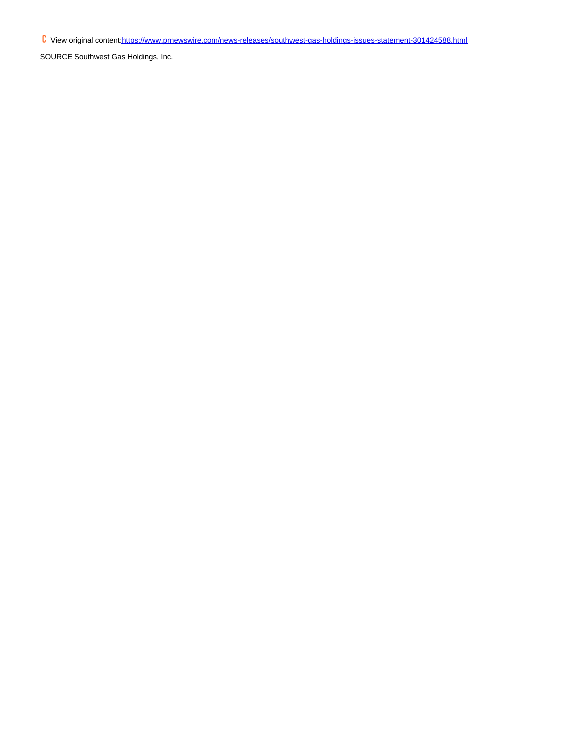View original content:https://www.prnewswire.com/news-releases/southwest-gas-holdings-issues-statement-301424588.html

SOURCE Southwest Gas Holdings, Inc.